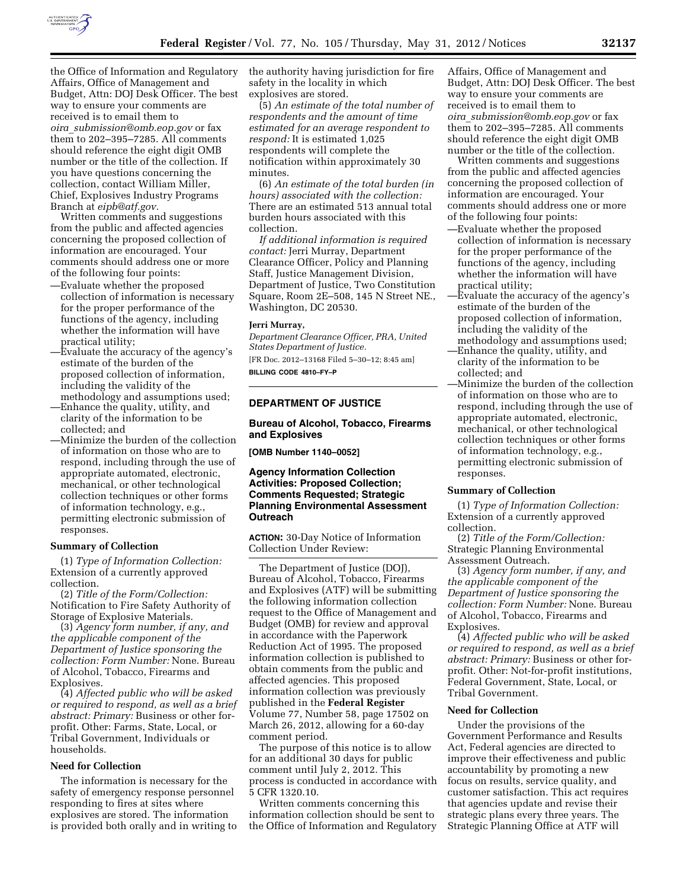the Office of Information and Regulatory Affairs, Office of Management and Budget, Attn: DOJ Desk Officer. The best way to ensure your comments are received is to email them to *oira_submission@omb.eop.gov* or fax them to 202–395–7285. All comments should reference the eight digit OMB number or the title of the collection. If you have questions concerning the collection, contact William Miller, Chief, Explosives Industry Programs Branch at *eipb@atf.gov.*

Written comments and suggestions from the public and affected agencies concerning the proposed collection of information are encouraged. Your comments should address one or more of the following four points:

—Evaluate whether the proposed collection of information is necessary for the proper performance of the functions of the agency, including whether the information will have practical utility;
—Evaluate the accuracy of the agency's estimate of the burden of the proposed collection of information, including the validity of the methodology and assumptions used;
—Enhance the quality, utility, and clarity of the information to be collected; and
—Minimize the burden of the collection of information on those who are to respond, including through the use of appropriate automated, electronic, mechanical, or other technological collection techniques or other forms of information technology, e.g., permitting electronic submission of responses.

**Summary of Collection**

(1) *Type of Information Collection:* Extension of a currently approved collection.

(2) *Title of the Form/Collection:* Notification to Fire Safety Authority of Storage of Explosive Materials.

(3) *Agency form number, if any, and the applicable component of the Department of Justice sponsoring the collection: Form Number:* None. Bureau of Alcohol, Tobacco, Firearms and Explosives.

(4) *Affected public who will be asked or required to respond, as well as a brief abstract: Primary:* Business or other for-profit. Other: Farms, State, Local, or Tribal Government, Individuals or households.

**Need for Collection**

The information is necessary for the safety of emergency response personnel responding to fires at sites where explosives are stored. The information is provided both orally and in writing to the authority having jurisdiction for fire safety in the locality in which explosives are stored.

(5) *An estimate of the total number of respondents and the amount of time estimated for an average respondent to respond:* It is estimated 1,025 respondents will complete the notification within approximately 30 minutes.

(6) *An estimate of the total burden (in hours) associated with the collection:* There are an estimated 513 annual total burden hours associated with this collection.

*If additional information is required contact:* Jerri Murray, Department Clearance Officer, Policy and Planning Staff, Justice Management Division, Department of Justice, Two Constitution Square, Room 2E–508, 145 N Street NE., Washington, DC 20530.

**Jerri Murray,**

*Department Clearance Officer, PRA, United States Department of Justice.*

[FR Doc. 2012–13168 Filed 5–30–12; 8:45 am]

**BILLING CODE 4810–FY–P**

## DEPARTMENT OF JUSTICE

### Bureau of Alcohol, Tobacco, Firearms and Explosives

**[OMB Number 1140–0052]**

### Agency Information Collection Activities: Proposed Collection; Comments Requested; Strategic Planning Environmental Assessment Outreach

**ACTION:** 30-Day Notice of Information Collection Under Review:

The Department of Justice (DOJ), Bureau of Alcohol, Tobacco, Firearms and Explosives (ATF) will be submitting the following information collection request to the Office of Management and Budget (OMB) for review and approval in accordance with the Paperwork Reduction Act of 1995. The proposed information collection is published to obtain comments from the public and affected agencies. This proposed information collection was previously published in the **Federal Register** Volume 77, Number 58, page 17502 on March 26, 2012, allowing for a 60-day comment period.

The purpose of this notice is to allow for an additional 30 days for public comment until July 2, 2012. This process is conducted in accordance with 5 CFR 1320.10.

Written comments concerning this information collection should be sent to the Office of Information and Regulatory Affairs, Office of Management and Budget, Attn: DOJ Desk Officer. The best way to ensure your comments are received is to email them to *oira_submission@omb.eop.gov* or fax them to 202–395–7285. All comments should reference the eight digit OMB number or the title of the collection.

Written comments and suggestions from the public and affected agencies concerning the proposed collection of information are encouraged. Your comments should address one or more of the following four points:

—Evaluate whether the proposed collection of information is necessary for the proper performance of the functions of the agency, including whether the information will have practical utility;
—Evaluate the accuracy of the agency's estimate of the burden of the proposed collection of information, including the validity of the methodology and assumptions used;
—Enhance the quality, utility, and clarity of the information to be collected; and
—Minimize the burden of the collection of information on those who are to respond, including through the use of appropriate automated, electronic, mechanical, or other technological collection techniques or other forms of information technology, e.g., permitting electronic submission of responses.

**Summary of Collection**

(1) *Type of Information Collection:* Extension of a currently approved collection.

(2) *Title of the Form/Collection:* Strategic Planning Environmental Assessment Outreach.

(3) *Agency form number, if any, and the applicable component of the Department of Justice sponsoring the collection: Form Number:* None. Bureau of Alcohol, Tobacco, Firearms and Explosives.

(4) *Affected public who will be asked or required to respond, as well as a brief abstract: Primary:* Business or other for-profit. Other: Not-for-profit institutions, Federal Government, State, Local, or Tribal Government.

**Need for Collection**

Under the provisions of the Government Performance and Results Act, Federal agencies are directed to improve their effectiveness and public accountability by promoting a new focus on results, service quality, and customer satisfaction. This act requires that agencies update and revise their strategic plans every three years. The Strategic Planning Office at ATF will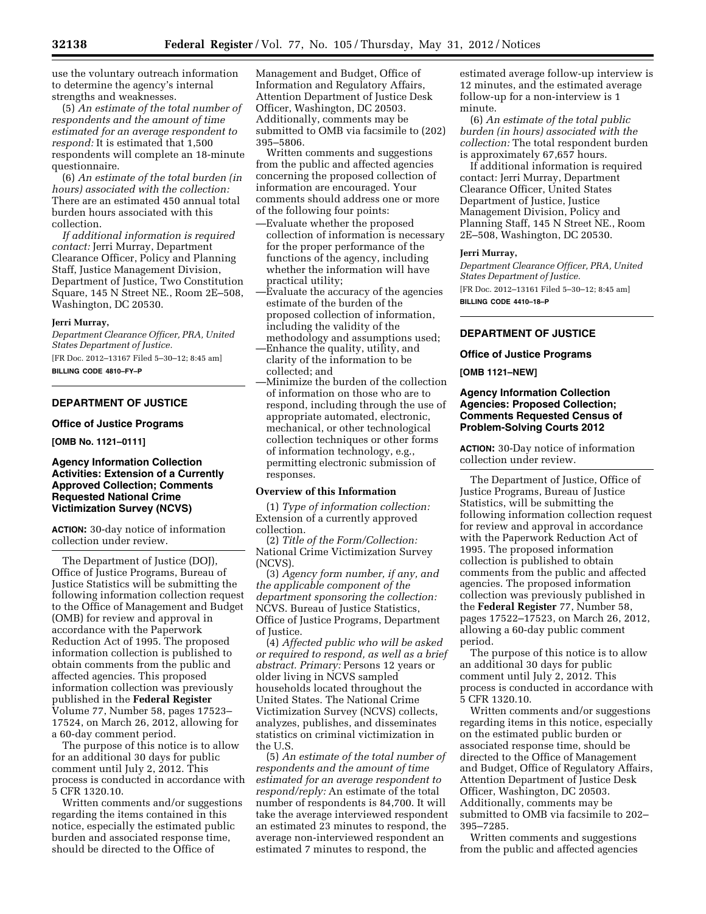use the voluntary outreach information to determine the agency's internal strengths and weaknesses.

(5) *An estimate of the total number of respondents and the amount of time estimated for an average respondent to respond:* It is estimated that 1,500 respondents will complete an 18-minute questionnaire.

(6) *An estimate of the total burden (in hours) associated with the collection:* There are an estimated 450 annual total burden hours associated with this collection.

*If additional information is required contact:* Jerri Murray, Department Clearance Officer, Policy and Planning Staff, Justice Management Division, Department of Justice, Two Constitution Square, 145 N Street NE., Room 2E–508, Washington, DC 20530.

**Jerri Murray,**

*Department Clearance Officer, PRA, United States Department of Justice.*

[FR Doc. 2012–13167 Filed 5–30–12; 8:45 am]

**BILLING CODE 4810–FY–P**

## DEPARTMENT OF JUSTICE

### Office of Justice Programs

**[OMB No. 1121–0111]**

### Agency Information Collection Activities: Extension of a Currently Approved Collection; Comments Requested National Crime Victimization Survey (NCVS)

**ACTION:** 30-day notice of information collection under review.

The Department of Justice (DOJ), Office of Justice Programs, Bureau of Justice Statistics will be submitting the following information collection request to the Office of Management and Budget (OMB) for review and approval in accordance with the Paperwork Reduction Act of 1995. The proposed information collection is published to obtain comments from the public and affected agencies. This proposed information collection was previously published in the **Federal Register** Volume 77, Number 58, pages 17523–17524, on March 26, 2012, allowing for a 60-day comment period.

The purpose of this notice is to allow for an additional 30 days for public comment until July 2, 2012. This process is conducted in accordance with 5 CFR 1320.10.

Written comments and/or suggestions regarding the items contained in this notice, especially the estimated public burden and associated response time, should be directed to the Office of Management and Budget, Office of Information and Regulatory Affairs, Attention Department of Justice Desk Officer, Washington, DC 20503. Additionally, comments may be submitted to OMB via facsimile to (202) 395–5806.

Written comments and suggestions from the public and affected agencies concerning the proposed collection of information are encouraged. Your comments should address one or more of the following four points:

—Evaluate whether the proposed collection of information is necessary for the proper performance of the functions of the agency, including whether the information will have practical utility;
—Evaluate the accuracy of the agencies estimate of the burden of the proposed collection of information, including the validity of the methodology and assumptions used;
—Enhance the quality, utility, and clarity of the information to be collected; and
—Minimize the burden of the collection of information on those who are to respond, including through the use of appropriate automated, electronic, mechanical, or other technological collection techniques or other forms of information technology, e.g., permitting electronic submission of responses.

#### Overview of this Information

(1) *Type of information collection:* Extension of a currently approved collection.

(2) *Title of the Form/Collection:* National Crime Victimization Survey (NCVS).

(3) *Agency form number, if any, and the applicable component of the department sponsoring the collection:* NCVS. Bureau of Justice Statistics, Office of Justice Programs, Department of Justice.

(4) *Affected public who will be asked or required to respond, as well as a brief abstract. Primary:* Persons 12 years or older living in NCVS sampled households located throughout the United States. The National Crime Victimization Survey (NCVS) collects, analyzes, publishes, and disseminates statistics on criminal victimization in the U.S.

(5) *An estimate of the total number of respondents and the amount of time estimated for an average respondent to respond/reply:* An estimate of the total number of respondents is 84,700. It will take the average interviewed respondent an estimated 23 minutes to respond, the average non-interviewed respondent an estimated 7 minutes to respond, the estimated average follow-up interview is 12 minutes, and the estimated average follow-up for a non-interview is 1 minute.

(6) *An estimate of the total public burden (in hours) associated with the collection:* The total respondent burden is approximately 67,657 hours.

If additional information is required contact: Jerri Murray, Department Clearance Officer, United States Department of Justice, Justice Management Division, Policy and Planning Staff, 145 N Street NE., Room 2E–508, Washington, DC 20530.

**Jerri Murray,**

*Department Clearance Officer, PRA, United States Department of Justice.*

[FR Doc. 2012–13161 Filed 5–30–12; 8:45 am]

**BILLING CODE 4410–18–P**

## DEPARTMENT OF JUSTICE

### Office of Justice Programs

**[OMB 1121–NEW]**

### Agency Information Collection Agencies: Proposed Collection; Comments Requested Census of Problem-Solving Courts 2012

**ACTION:** 30-Day notice of information collection under review.

The Department of Justice, Office of Justice Programs, Bureau of Justice Statistics, will be submitting the following information collection request for review and approval in accordance with the Paperwork Reduction Act of 1995. The proposed information collection is published to obtain comments from the public and affected agencies. The proposed information collection was previously published in the **Federal Register** 77, Number 58, pages 17522–17523, on March 26, 2012, allowing a 60-day public comment period.

The purpose of this notice is to allow an additional 30 days for public comment until July 2, 2012. This process is conducted in accordance with 5 CFR 1320.10.

Written comments and/or suggestions regarding items in this notice, especially on the estimated public burden or associated response time, should be directed to the Office of Management and Budget, Office of Regulatory Affairs, Attention Department of Justice Desk Officer, Washington, DC 20503. Additionally, comments may be submitted to OMB via facsimile to 202–395–7285.

Written comments and suggestions from the public and affected agencies